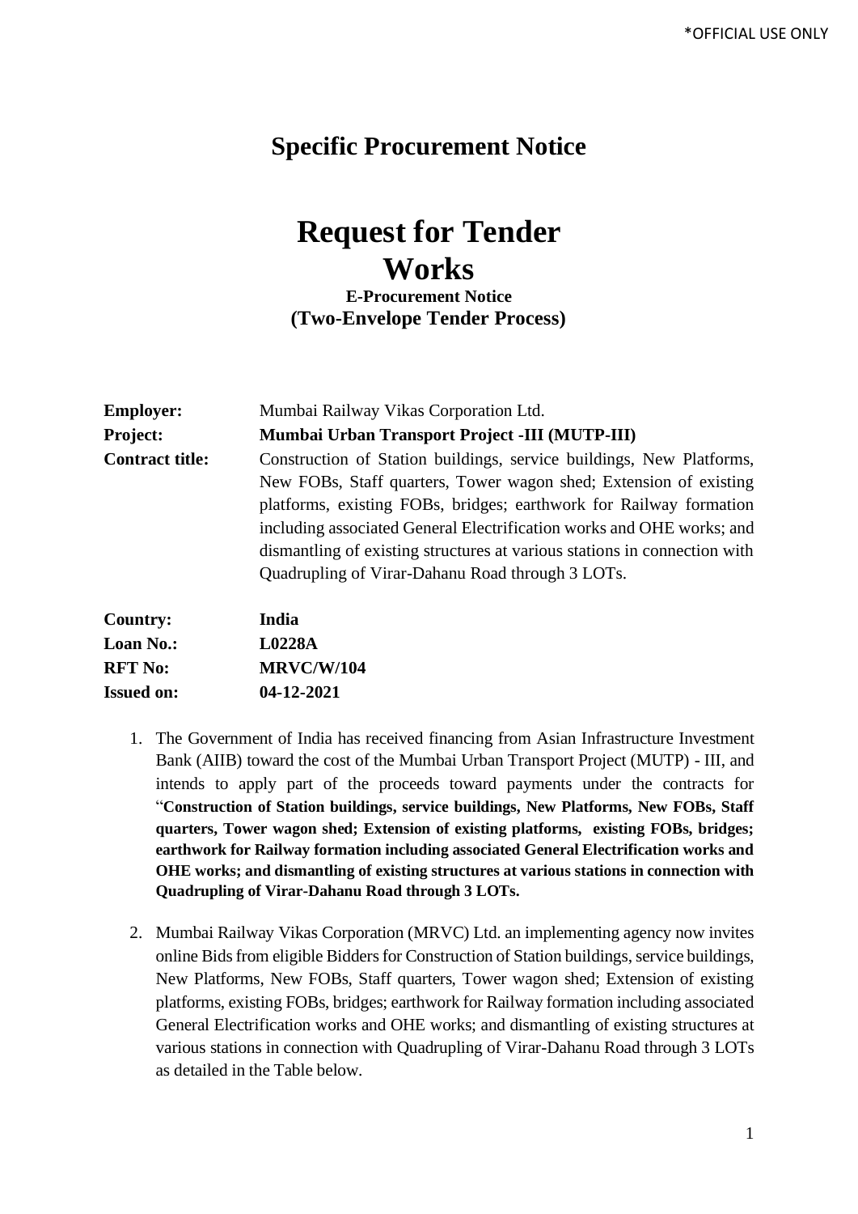## Specific Procurement Notice

# Request for Tender
# Works

**E-Procurement Notice**
**(Two-Envelope Tender Process)**

| | |
|---|---|
| **Employer:** | Mumbai Railway Vikas Corporation Ltd. |
| **Project:** | **Mumbai Urban Transport Project -III (MUTP-III)** |
| **Contract title:** | Construction of Station buildings, service buildings, New Platforms, New FOBs, Staff quarters, Tower wagon shed; Extension of existing platforms, existing FOBs, bridges; earthwork for Railway formation including associated General Electrification works and OHE works; and dismantling of existing structures at various stations in connection with Quadrupling of Virar-Dahanu Road through 3 LOTs. |
| **Country:** | **India** |
| **Loan No.:** | **L0228A** |
| **RFT No:** | **MRVC/W/104** |
| **Issued on:** | **04-12-2021** |

1. The Government of India has received financing from Asian Infrastructure Investment Bank (AIIB) toward the cost of the Mumbai Urban Transport Project (MUTP) - III, and intends to apply part of the proceeds toward payments under the contracts for "**Construction of Station buildings, service buildings, New Platforms, New FOBs, Staff quarters, Tower wagon shed; Extension of existing platforms, existing FOBs, bridges; earthwork for Railway formation including associated General Electrification works and OHE works; and dismantling of existing structures at various stations in connection with Quadrupling of Virar-Dahanu Road through 3 LOTs.**

2. Mumbai Railway Vikas Corporation (MRVC) Ltd. an implementing agency now invites online Bids from eligible Bidders for Construction of Station buildings, service buildings, New Platforms, New FOBs, Staff quarters, Tower wagon shed; Extension of existing platforms, existing FOBs, bridges; earthwork for Railway formation including associated General Electrification works and OHE works; and dismantling of existing structures at various stations in connection with Quadrupling of Virar-Dahanu Road through 3 LOTs as detailed in the Table below.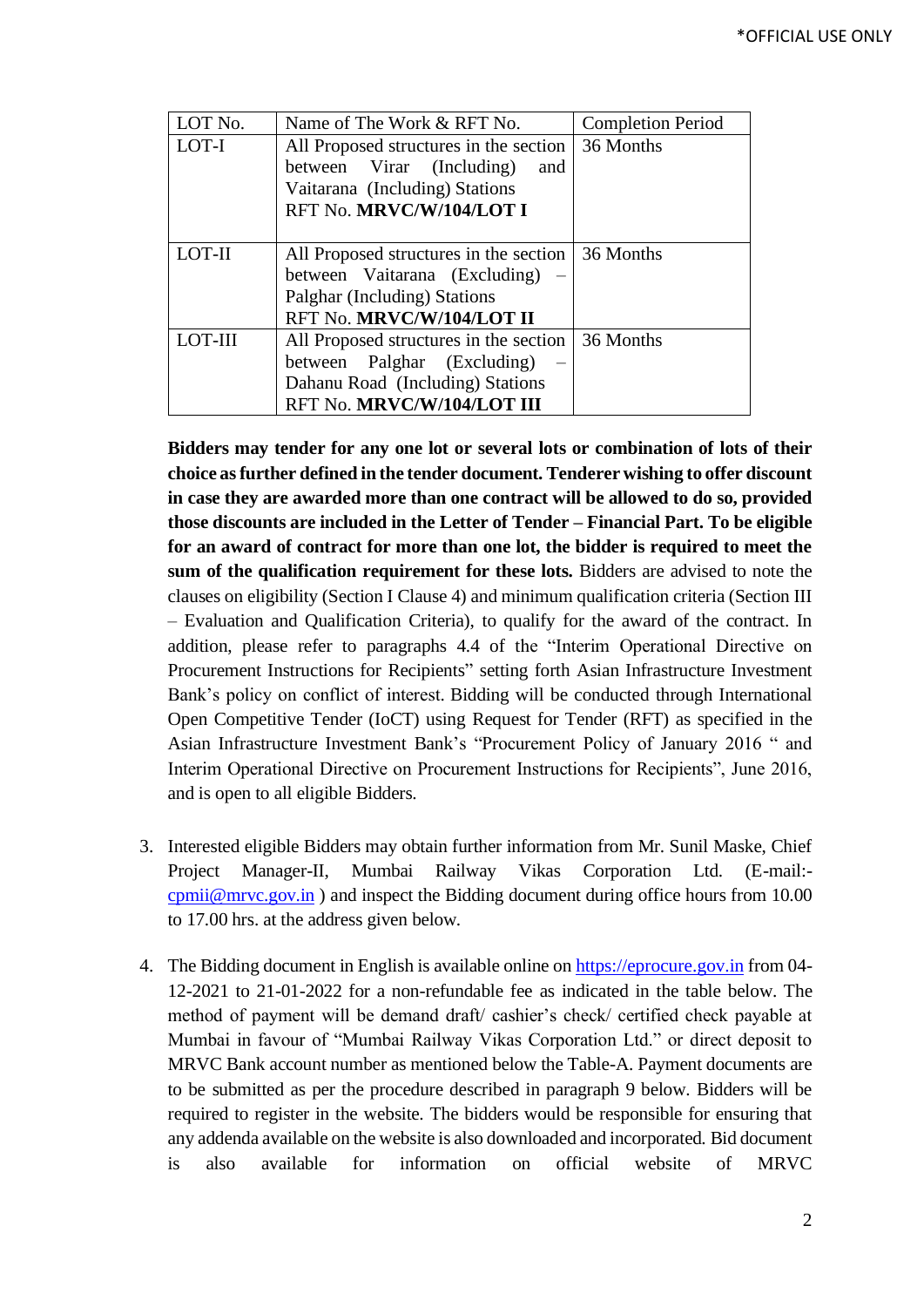| LOT No. | Name of The Work & RFT No. | Completion Period |
|---|---|---|
| LOT-I | All Proposed structures in the section between Virar (Including) and Vaitarana (Including) Stations<br>RFT No. **MRVC/W/104/LOT I** | 36 Months |
| LOT-II | All Proposed structures in the section between Vaitarana (Excluding) – Palghar (Including) Stations<br>RFT No. **MRVC/W/104/LOT II** | 36 Months |
| LOT-III | All Proposed structures in the section between Palghar (Excluding) – Dahanu Road (Including) Stations<br>RFT No. **MRVC/W/104/LOT III** | 36 Months |

**Bidders may tender for any one lot or several lots or combination of lots of their choice as further defined in the tender document. Tenderer wishing to offer discount in case they are awarded more than one contract will be allowed to do so, provided those discounts are included in the Letter of Tender – Financial Part. To be eligible for an award of contract for more than one lot, the bidder is required to meet the sum of the qualification requirement for these lots.** Bidders are advised to note the clauses on eligibility (Section I Clause 4) and minimum qualification criteria (Section III – Evaluation and Qualification Criteria), to qualify for the award of the contract. In addition, please refer to paragraphs 4.4 of the "Interim Operational Directive on Procurement Instructions for Recipients" setting forth Asian Infrastructure Investment Bank's policy on conflict of interest. Bidding will be conducted through International Open Competitive Tender (IoCT) using Request for Tender (RFT) as specified in the Asian Infrastructure Investment Bank's "Procurement Policy of January 2016 " and Interim Operational Directive on Procurement Instructions for Recipients", June 2016, and is open to all eligible Bidders.

3. Interested eligible Bidders may obtain further information from Mr. Sunil Maske, Chief Project Manager-II, Mumbai Railway Vikas Corporation Ltd. (E-mail:- cpmii@mrvc.gov.in ) and inspect the Bidding document during office hours from 10.00 to 17.00 hrs. at the address given below.

4. The Bidding document in English is available online on https://eprocure.gov.in from 04-12-2021 to 21-01-2022 for a non-refundable fee as indicated in the table below. The method of payment will be demand draft/ cashier's check/ certified check payable at Mumbai in favour of "Mumbai Railway Vikas Corporation Ltd." or direct deposit to MRVC Bank account number as mentioned below the Table-A. Payment documents are to be submitted as per the procedure described in paragraph 9 below. Bidders will be required to register in the website. The bidders would be responsible for ensuring that any addenda available on the website is also downloaded and incorporated. Bid document is also available for information on official website of MRVC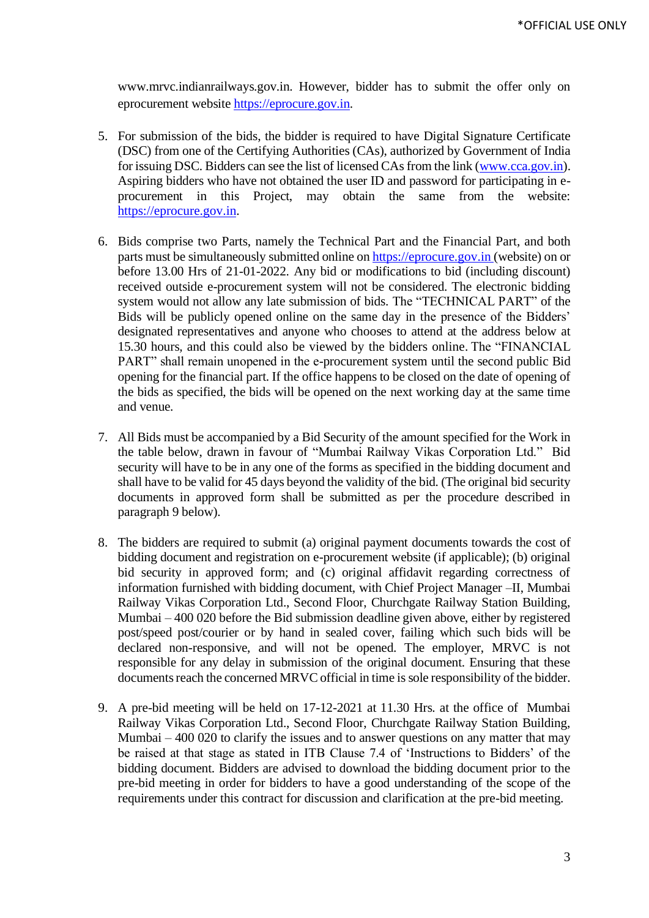www.mrvc.indianrailways.gov.in. However, bidder has to submit the offer only on eprocurement website https://eprocure.gov.in.

5. For submission of the bids, the bidder is required to have Digital Signature Certificate (DSC) from one of the Certifying Authorities (CAs), authorized by Government of India for issuing DSC. Bidders can see the list of licensed CAs from the link (www.cca.gov.in). Aspiring bidders who have not obtained the user ID and password for participating in e-procurement in this Project, may obtain the same from the website: https://eprocure.gov.in.

6. Bids comprise two Parts, namely the Technical Part and the Financial Part, and both parts must be simultaneously submitted online on https://eprocure.gov.in (website) on or before 13.00 Hrs of 21-01-2022. Any bid or modifications to bid (including discount) received outside e-procurement system will not be considered. The electronic bidding system would not allow any late submission of bids. The "TECHNICAL PART" of the Bids will be publicly opened online on the same day in the presence of the Bidders' designated representatives and anyone who chooses to attend at the address below at 15.30 hours, and this could also be viewed by the bidders online. The "FINANCIAL PART" shall remain unopened in the e-procurement system until the second public Bid opening for the financial part. If the office happens to be closed on the date of opening of the bids as specified, the bids will be opened on the next working day at the same time and venue.

7. All Bids must be accompanied by a Bid Security of the amount specified for the Work in the table below, drawn in favour of "Mumbai Railway Vikas Corporation Ltd." Bid security will have to be in any one of the forms as specified in the bidding document and shall have to be valid for 45 days beyond the validity of the bid. (The original bid security documents in approved form shall be submitted as per the procedure described in paragraph 9 below).

8. The bidders are required to submit (a) original payment documents towards the cost of bidding document and registration on e-procurement website (if applicable); (b) original bid security in approved form; and (c) original affidavit regarding correctness of information furnished with bidding document, with Chief Project Manager –II, Mumbai Railway Vikas Corporation Ltd., Second Floor, Churchgate Railway Station Building, Mumbai – 400 020 before the Bid submission deadline given above, either by registered post/speed post/courier or by hand in sealed cover, failing which such bids will be declared non-responsive, and will not be opened. The employer, MRVC is not responsible for any delay in submission of the original document. Ensuring that these documents reach the concerned MRVC official in time is sole responsibility of the bidder.

9. A pre-bid meeting will be held on 17-12-2021 at 11.30 Hrs. at the office of Mumbai Railway Vikas Corporation Ltd., Second Floor, Churchgate Railway Station Building, Mumbai – 400 020 to clarify the issues and to answer questions on any matter that may be raised at that stage as stated in ITB Clause 7.4 of 'Instructions to Bidders' of the bidding document. Bidders are advised to download the bidding document prior to the pre-bid meeting in order for bidders to have a good understanding of the scope of the requirements under this contract for discussion and clarification at the pre-bid meeting.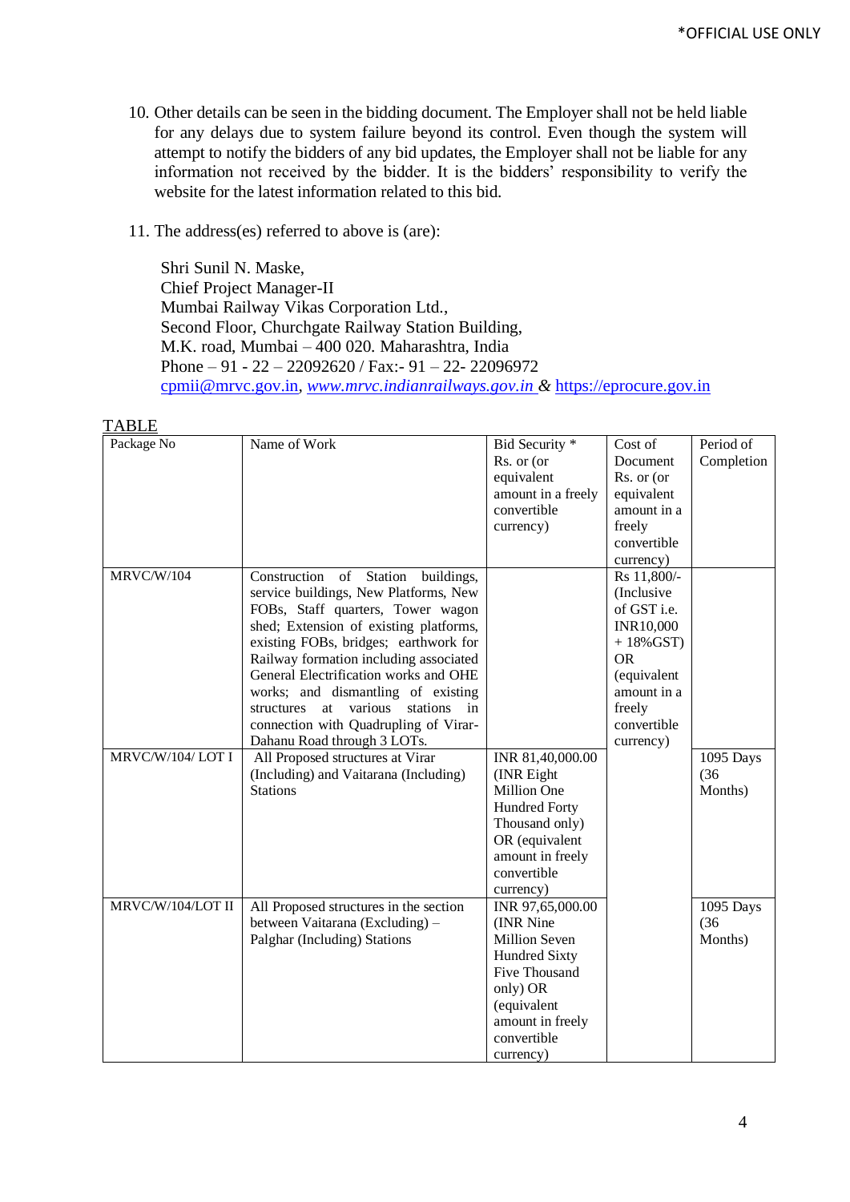10. Other details can be seen in the bidding document. The Employer shall not be held liable for any delays due to system failure beyond its control. Even though the system will attempt to notify the bidders of any bid updates, the Employer shall not be liable for any information not received by the bidder. It is the bidders' responsibility to verify the website for the latest information related to this bid.

11. The address(es) referred to above is (are):

    Shri Sunil N. Maske,
    Chief Project Manager-II
    Mumbai Railway Vikas Corporation Ltd.,
    Second Floor, Churchgate Railway Station Building,
    M.K. road, Mumbai – 400 020. Maharashtra, India
    Phone – 91 - 22 – 22092620 / Fax:- 91 – 22- 22096972
    cpmii@mrvc.gov.in, *www.mrvc.indianrailways.gov.in* & https://eprocure.gov.in

TABLE

| Package No | Name of Work | Bid Security * Rs. or (or equivalent amount in a freely convertible currency) | Cost of Document Rs. or (or equivalent amount in a freely convertible currency) | Period of Completion |
|---|---|---|---|---|
| MRVC/W/104 | Construction of Station buildings, service buildings, New Platforms, New FOBs, Staff quarters, Tower wagon shed; Extension of existing platforms, existing FOBs, bridges; earthwork for Railway formation including associated General Electrification works and OHE works; and dismantling of existing structures at various stations in connection with Quadrupling of Virar-Dahanu Road through 3 LOTs. | | Rs 11,800/- (Inclusive of GST i.e. INR10,000 + 18%GST) OR (equivalent amount in a freely convertible currency) | |
| MRVC/W/104/ LOT I | All Proposed structures at Virar (Including) and Vaitarana (Including) Stations | INR 81,40,000.00 (INR Eight Million One Hundred Forty Thousand only) OR (equivalent amount in freely convertible currency) | | 1095 Days (36 Months) |
| MRVC/W/104/LOT II | All Proposed structures in the section between Vaitarana (Excluding) – Palghar (Including) Stations | INR 97,65,000.00 (INR Nine Million Seven Hundred Sixty Five Thousand only) OR (equivalent amount in freely convertible currency) | | 1095 Days (36 Months) |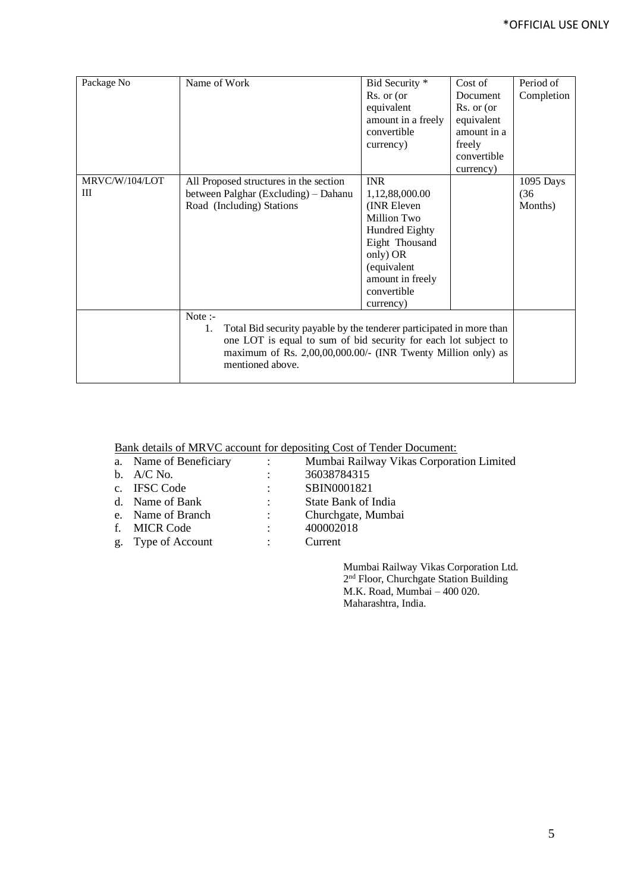| Package No | Name of Work | Bid Security * Rs. or (or equivalent amount in a freely convertible currency) | Cost of Document Rs. or (or equivalent amount in a freely convertible currency) | Period of Completion |
|---|---|---|---|---|
| MRVC/W/104/LOT III | All Proposed structures in the section between Palghar (Excluding) – Dahanu Road (Including) Stations | INR 1,12,88,000.00 (INR Eleven Million Two Hundred Eighty Eight Thousand only) OR (equivalent amount in freely convertible currency) | | 1095 Days (36 Months) |
| | Note :- 1. Total Bid security payable by the tenderer participated in more than one LOT is equal to sum of bid security for each lot subject to maximum of Rs. 2,00,00,000.00/- (INR Twenty Million only) as mentioned above. | | | |

Bank details of MRVC account for depositing Cost of Tender Document:

a. Name of Beneficiary : Mumbai Railway Vikas Corporation Limited
b. A/C No. : 36038784315
c. IFSC Code : SBIN0001821
d. Name of Bank : State Bank of India
e. Name of Branch : Churchgate, Mumbai
f. MICR Code : 400002018
g. Type of Account : Current

Mumbai Railway Vikas Corporation Ltd.
2nd Floor, Churchgate Station Building
M.K. Road, Mumbai – 400 020.
Maharashtra, India.